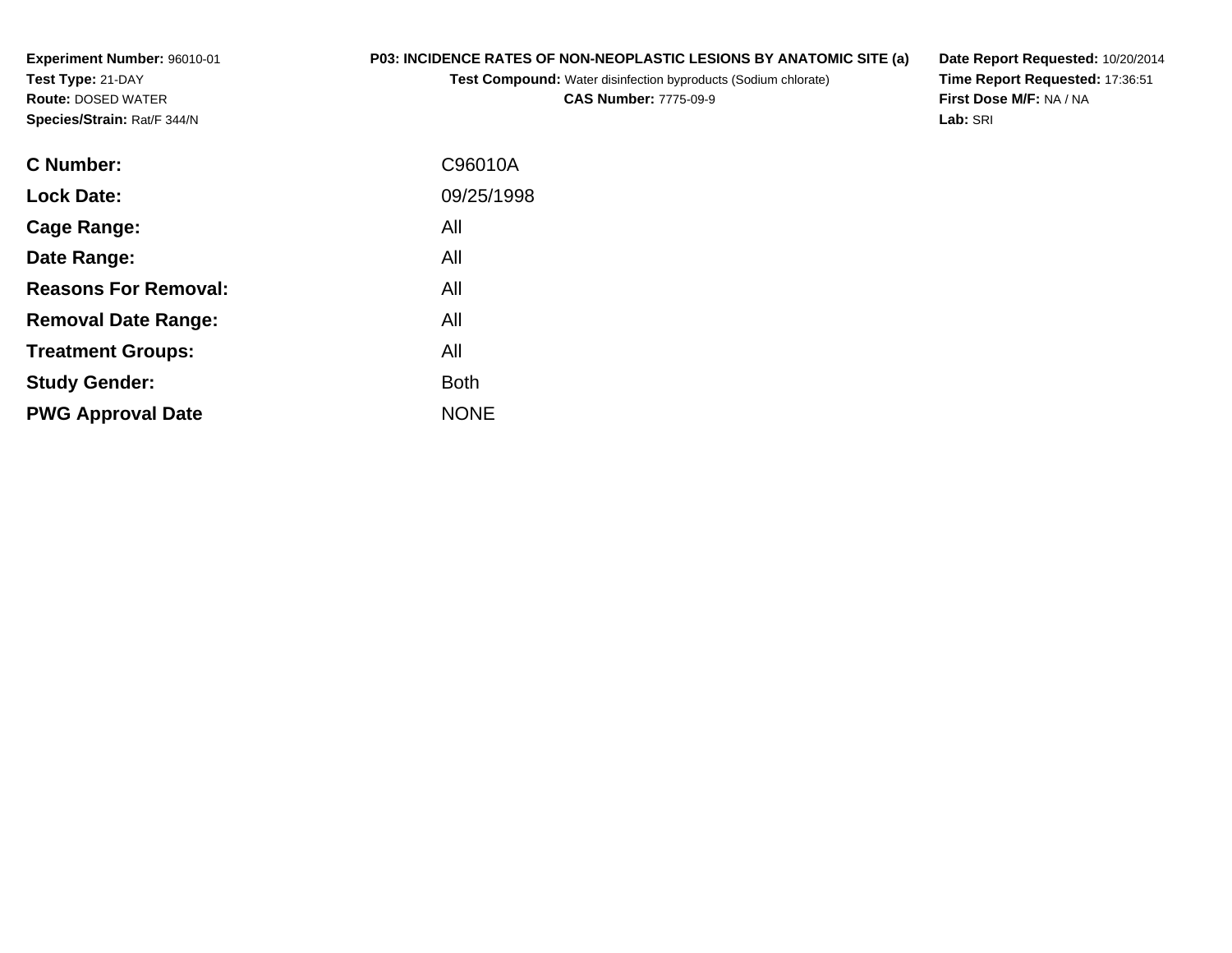**Experiment Number:** 96010-01
**Test Type:** 21-DAY
**Route:** DOSED WATER
**Species/Strain:** Rat/F 344/N

**P03: INCIDENCE RATES OF NON-NEOPLASTIC LESIONS BY ANATOMIC SITE (a)**
**Test Compound:** Water disinfection byproducts (Sodium chlorate)
**CAS Number:** 7775-09-9

**Date Report Requested:** 10/20/2014
**Time Report Requested:** 17:36:51
**First Dose M/F:** NA / NA
**Lab:** SRI

| | |
|---|---|
| **C Number:** | C96010A |
| **Lock Date:** | 09/25/1998 |
| **Cage Range:** | All |
| **Date Range:** | All |
| **Reasons For Removal:** | All |
| **Removal Date Range:** | All |
| **Treatment Groups:** | All |
| **Study Gender:** | Both |
| **PWG Approval Date** | NONE |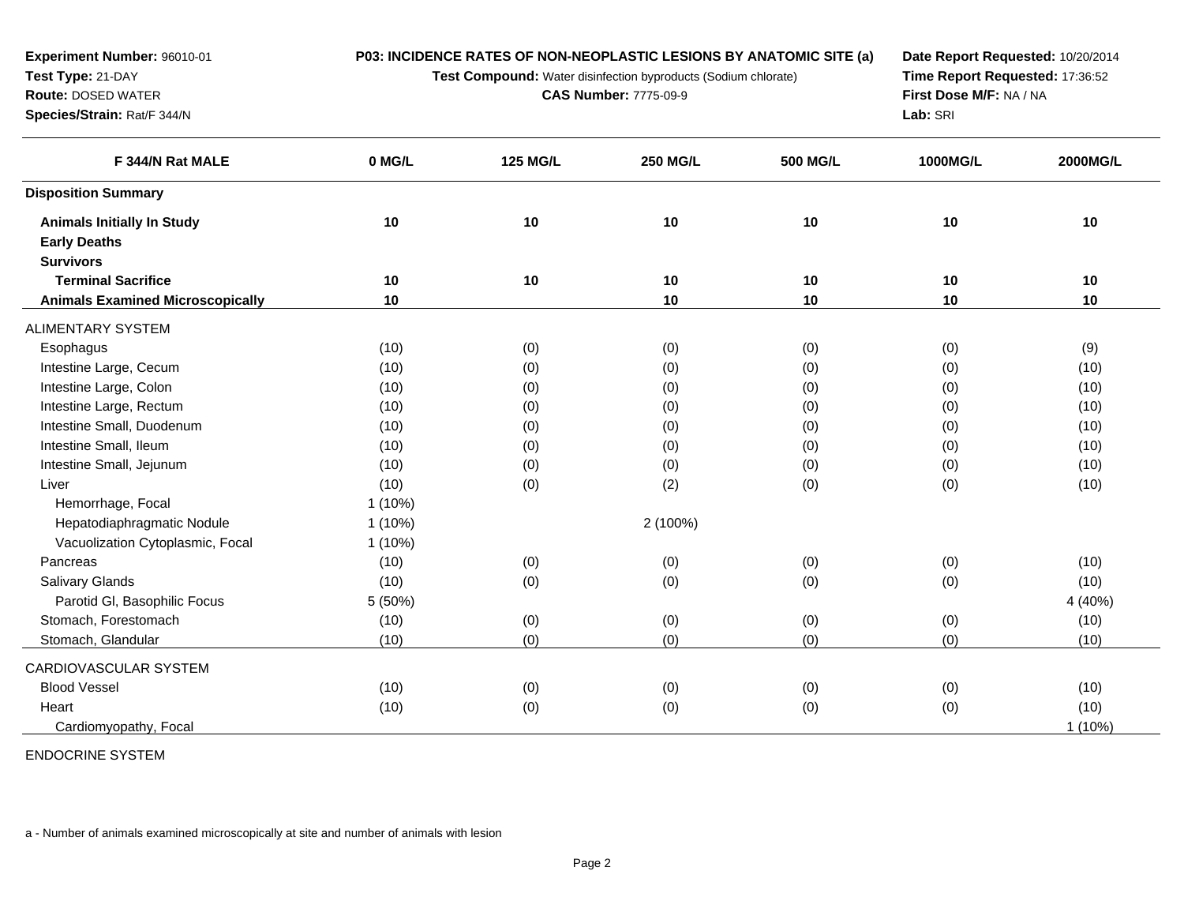**Experiment Number:** 96010-01
**Test Type:** 21-DAY
**Route:** DOSED WATER
**Species/Strain:** Rat/F 344/N

**P03: INCIDENCE RATES OF NON-NEOPLASTIC LESIONS BY ANATOMIC SITE (a)**
**Test Compound:** Water disinfection byproducts (Sodium chlorate)
**CAS Number:** 7775-09-9

**Date Report Requested:** 10/20/2014
**Time Report Requested:** 17:36:52
**First Dose M/F:** NA / NA
**Lab:** SRI

| F 344/N Rat MALE | 0 MG/L | 125 MG/L | 250 MG/L | 500 MG/L | 1000MG/L | 2000MG/L |
|---|---|---|---|---|---|---|
| **Disposition Summary** | | | | | | |
| **Animals Initially In Study** | **10** | **10** | **10** | **10** | **10** | **10** |
| **Early Deaths** | | | | | | |
| **Survivors** | | | | | | |
| **Terminal Sacrifice** | **10** | **10** | **10** | **10** | **10** | **10** |
| **Animals Examined Microscopically** | **10** | | **10** | **10** | **10** | **10** |
| ALIMENTARY SYSTEM | | | | | | |
| Esophagus | (10) | (0) | (0) | (0) | (0) | (9) |
| Intestine Large, Cecum | (10) | (0) | (0) | (0) | (0) | (10) |
| Intestine Large, Colon | (10) | (0) | (0) | (0) | (0) | (10) |
| Intestine Large, Rectum | (10) | (0) | (0) | (0) | (0) | (10) |
| Intestine Small, Duodenum | (10) | (0) | (0) | (0) | (0) | (10) |
| Intestine Small, Ileum | (10) | (0) | (0) | (0) | (0) | (10) |
| Intestine Small, Jejunum | (10) | (0) | (0) | (0) | (0) | (10) |
| Liver | (10) | (0) | (2) | (0) | (0) | (10) |
| Hemorrhage, Focal | 1 (10%) | | | | | |
| Hepatodiaphragmatic Nodule | 1 (10%) | | 2 (100%) | | | |
| Vacuolization Cytoplasmic, Focal | 1 (10%) | | | | | |
| Pancreas | (10) | (0) | (0) | (0) | (0) | (10) |
| Salivary Glands | (10) | (0) | (0) | (0) | (0) | (10) |
| Parotid Gl, Basophilic Focus | 5 (50%) | | | | | 4 (40%) |
| Stomach, Forestomach | (10) | (0) | (0) | (0) | (0) | (10) |
| Stomach, Glandular | (10) | (0) | (0) | (0) | (0) | (10) |
| CARDIOVASCULAR SYSTEM | | | | | | |
| Blood Vessel | (10) | (0) | (0) | (0) | (0) | (10) |
| Heart | (10) | (0) | (0) | (0) | (0) | (10) |
| Cardiomyopathy, Focal | | | | | | 1 (10%) |
| ENDOCRINE SYSTEM | | | | | | |

a - Number of animals examined microscopically at site and number of animals with lesion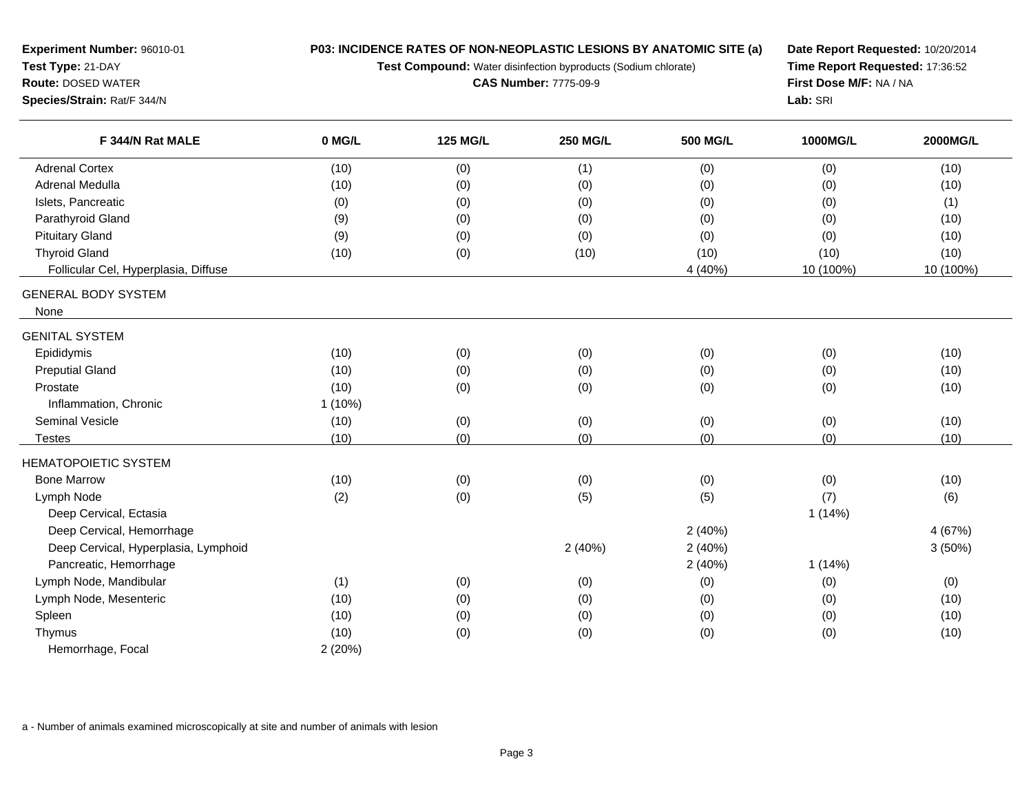**Experiment Number:** 96010-01
**Test Type:** 21-DAY
**Route:** DOSED WATER
**Species/Strain:** Rat/F 344/N

**P03: INCIDENCE RATES OF NON-NEOPLASTIC LESIONS BY ANATOMIC SITE (a)**
**Test Compound:** Water disinfection byproducts (Sodium chlorate)
**CAS Number:** 7775-09-9

**Date Report Requested:** 10/20/2014
**Time Report Requested:** 17:36:52
**First Dose M/F:** NA / NA
**Lab:** SRI

| F 344/N Rat MALE | 0 MG/L | 125 MG/L | 250 MG/L | 500 MG/L | 1000MG/L | 2000MG/L |
|---|---|---|---|---|---|---|
| Adrenal Cortex | (10) | (0) | (1) | (0) | (0) | (10) |
| Adrenal Medulla | (10) | (0) | (0) | (0) | (0) | (10) |
| Islets, Pancreatic | (0) | (0) | (0) | (0) | (0) | (1) |
| Parathyroid Gland | (9) | (0) | (0) | (0) | (0) | (10) |
| Pituitary Gland | (9) | (0) | (0) | (0) | (0) | (10) |
| Thyroid Gland | (10) | (0) | (10) | (10) | (10) | (10) |
| Follicular Cel, Hyperplasia, Diffuse | | | | 4 (40%) | 10 (100%) | 10 (100%) |
| GENERAL BODY SYSTEM | | | | | | |
| None | | | | | | |
| GENITAL SYSTEM | | | | | | |
| Epididymis | (10) | (0) | (0) | (0) | (0) | (10) |
| Preputial Gland | (10) | (0) | (0) | (0) | (0) | (10) |
| Prostate | (10) | (0) | (0) | (0) | (0) | (10) |
| Inflammation, Chronic | 1 (10%) | | | | | |
| Seminal Vesicle | (10) | (0) | (0) | (0) | (0) | (10) |
| Testes | (10) | (0) | (0) | (0) | (0) | (10) |
| HEMATOPOIETIC SYSTEM | | | | | | |
| Bone Marrow | (10) | (0) | (0) | (0) | (0) | (10) |
| Lymph Node | (2) | (0) | (5) | (5) | (7) | (6) |
| Deep Cervical, Ectasia | | | | | 1 (14%) | |
| Deep Cervical, Hemorrhage | | | | 2 (40%) | | 4 (67%) |
| Deep Cervical, Hyperplasia, Lymphoid | | | 2 (40%) | 2 (40%) | | 3 (50%) |
| Pancreatic, Hemorrhage | | | | 2 (40%) | 1 (14%) | |
| Lymph Node, Mandibular | (1) | (0) | (0) | (0) | (0) | (0) |
| Lymph Node, Mesenteric | (10) | (0) | (0) | (0) | (0) | (10) |
| Spleen | (10) | (0) | (0) | (0) | (0) | (10) |
| Thymus | (10) | (0) | (0) | (0) | (0) | (10) |
| Hemorrhage, Focal | 2 (20%) | | | | | |

a - Number of animals examined microscopically at site and number of animals with lesion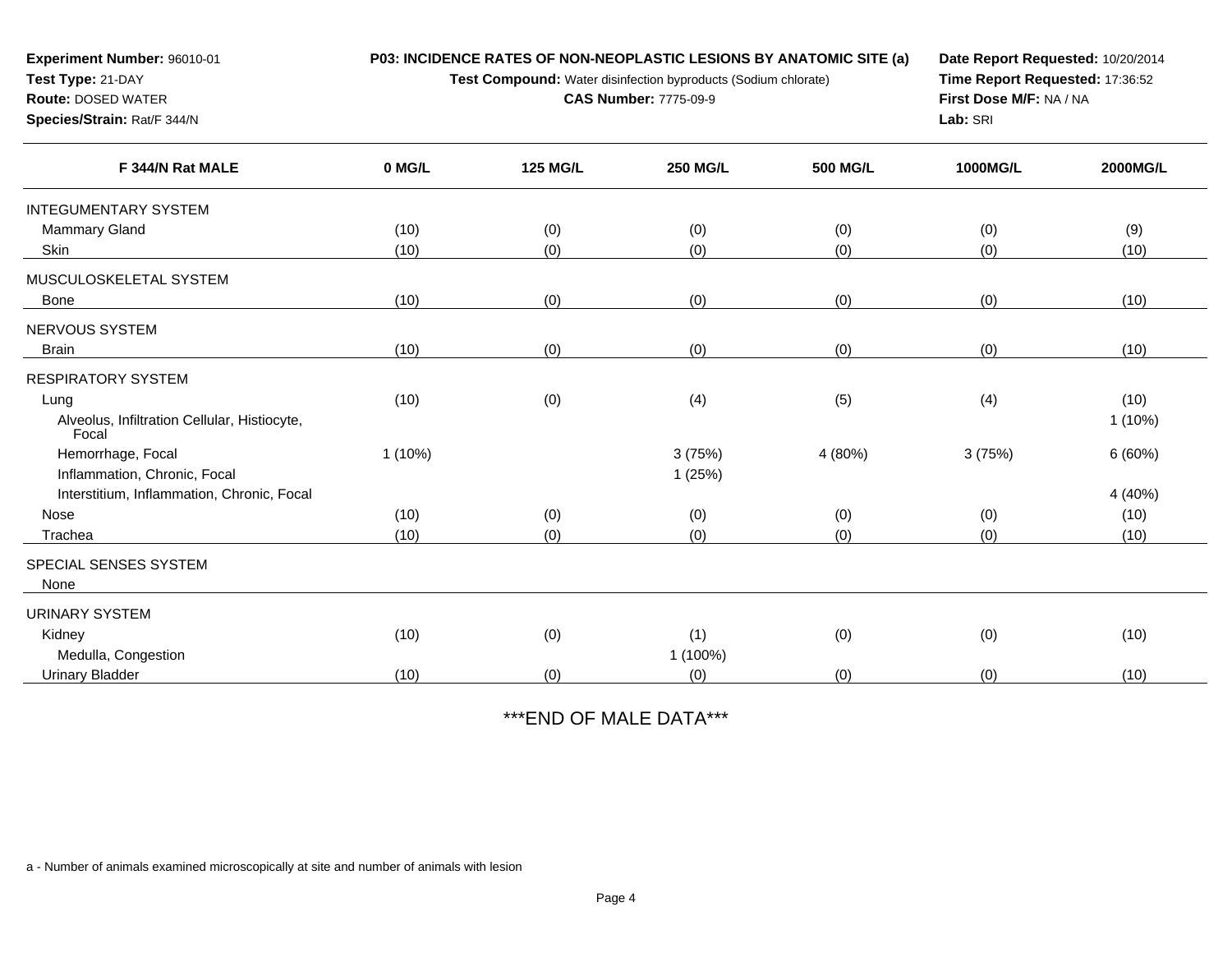**Experiment Number:** 96010-01
**Test Type:** 21-DAY
**Route:** DOSED WATER
**Species/Strain:** Rat/F 344/N

**P03: INCIDENCE RATES OF NON-NEOPLASTIC LESIONS BY ANATOMIC SITE (a)**
**Test Compound:** Water disinfection byproducts (Sodium chlorate)
**CAS Number:** 7775-09-9

**Date Report Requested:** 10/20/2014
**Time Report Requested:** 17:36:52
**First Dose M/F:** NA / NA
**Lab:** SRI

| F 344/N Rat MALE | 0 MG/L | 125 MG/L | 250 MG/L | 500 MG/L | 1000MG/L | 2000MG/L |
|---|---|---|---|---|---|---|
| INTEGUMENTARY SYSTEM | | | | | | |
| Mammary Gland | (10) | (0) | (0) | (0) | (0) | (9) |
| Skin | (10) | (0) | (0) | (0) | (0) | (10) |
| MUSCULOSKELETAL SYSTEM | | | | | | |
| Bone | (10) | (0) | (0) | (0) | (0) | (10) |
| NERVOUS SYSTEM | | | | | | |
| Brain | (10) | (0) | (0) | (0) | (0) | (10) |
| RESPIRATORY SYSTEM | | | | | | |
| Lung | (10) | (0) | (4) | (5) | (4) | (10) |
| Alveolus, Infiltration Cellular, Histiocyte, Focal | | | | | | 1 (10%) |
| Hemorrhage, Focal | 1 (10%) | | 3 (75%) | 4 (80%) | 3 (75%) | 6 (60%) |
| Inflammation, Chronic, Focal | | | 1 (25%) | | | |
| Interstitium, Inflammation, Chronic, Focal | | | | | | 4 (40%) |
| Nose | (10) | (0) | (0) | (0) | (0) | (10) |
| Trachea | (10) | (0) | (0) | (0) | (0) | (10) |
| SPECIAL SENSES SYSTEM | | | | | | |
| None | | | | | | |
| URINARY SYSTEM | | | | | | |
| Kidney | (10) | (0) | (1) | (0) | (0) | (10) |
| Medulla, Congestion | | | 1 (100%) | | | |
| Urinary Bladder | (10) | (0) | (0) | (0) | (0) | (10) |

***END OF MALE DATA***

a - Number of animals examined microscopically at site and number of animals with lesion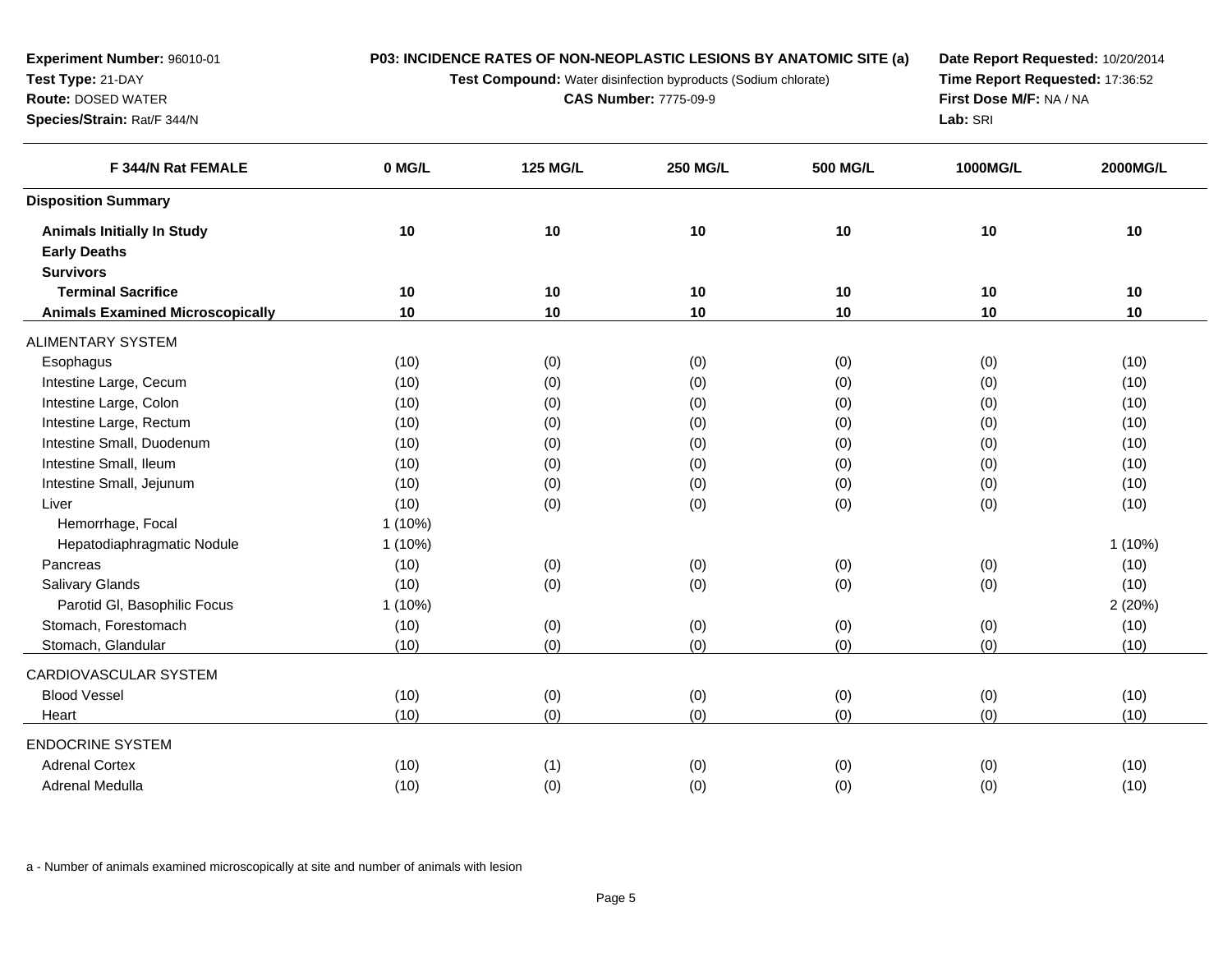**Experiment Number:** 96010-01
**Test Type:** 21-DAY
**Route:** DOSED WATER
**Species/Strain:** Rat/F 344/N

**P03: INCIDENCE RATES OF NON-NEOPLASTIC LESIONS BY ANATOMIC SITE (a)**
**Test Compound:** Water disinfection byproducts (Sodium chlorate)
**CAS Number:** 7775-09-9

**Date Report Requested:** 10/20/2014
**Time Report Requested:** 17:36:52
**First Dose M/F:** NA / NA
**Lab:** SRI

| F 344/N Rat FEMALE | 0 MG/L | 125 MG/L | 250 MG/L | 500 MG/L | 1000MG/L | 2000MG/L |
|---|---|---|---|---|---|---|
| **Disposition Summary** | | | | | | |
| **Animals Initially In Study** | **10** | **10** | **10** | **10** | **10** | **10** |
| **Early Deaths** | | | | | | |
| **Survivors** | | | | | | |
| **Terminal Sacrifice** | **10** | **10** | **10** | **10** | **10** | **10** |
| **Animals Examined Microscopically** | **10** | **10** | **10** | **10** | **10** | **10** |
| ALIMENTARY SYSTEM | | | | | | |
| Esophagus | (10) | (0) | (0) | (0) | (0) | (10) |
| Intestine Large, Cecum | (10) | (0) | (0) | (0) | (0) | (10) |
| Intestine Large, Colon | (10) | (0) | (0) | (0) | (0) | (10) |
| Intestine Large, Rectum | (10) | (0) | (0) | (0) | (0) | (10) |
| Intestine Small, Duodenum | (10) | (0) | (0) | (0) | (0) | (10) |
| Intestine Small, Ileum | (10) | (0) | (0) | (0) | (0) | (10) |
| Intestine Small, Jejunum | (10) | (0) | (0) | (0) | (0) | (10) |
| Liver | (10) | (0) | (0) | (0) | (0) | (10) |
| Hemorrhage, Focal | 1 (10%) | | | | | |
| Hepatodiaphragmatic Nodule | 1 (10%) | | | | | 1 (10%) |
| Pancreas | (10) | (0) | (0) | (0) | (0) | (10) |
| Salivary Glands | (10) | (0) | (0) | (0) | (0) | (10) |
| Parotid Gl, Basophilic Focus | 1 (10%) | | | | | 2 (20%) |
| Stomach, Forestomach | (10) | (0) | (0) | (0) | (0) | (10) |
| Stomach, Glandular | (10) | (0) | (0) | (0) | (0) | (10) |
| CARDIOVASCULAR SYSTEM | | | | | | |
| Blood Vessel | (10) | (0) | (0) | (0) | (0) | (10) |
| Heart | (10) | (0) | (0) | (0) | (0) | (10) |
| ENDOCRINE SYSTEM | | | | | | |
| Adrenal Cortex | (10) | (1) | (0) | (0) | (0) | (10) |
| Adrenal Medulla | (10) | (0) | (0) | (0) | (0) | (10) |

a - Number of animals examined microscopically at site and number of animals with lesion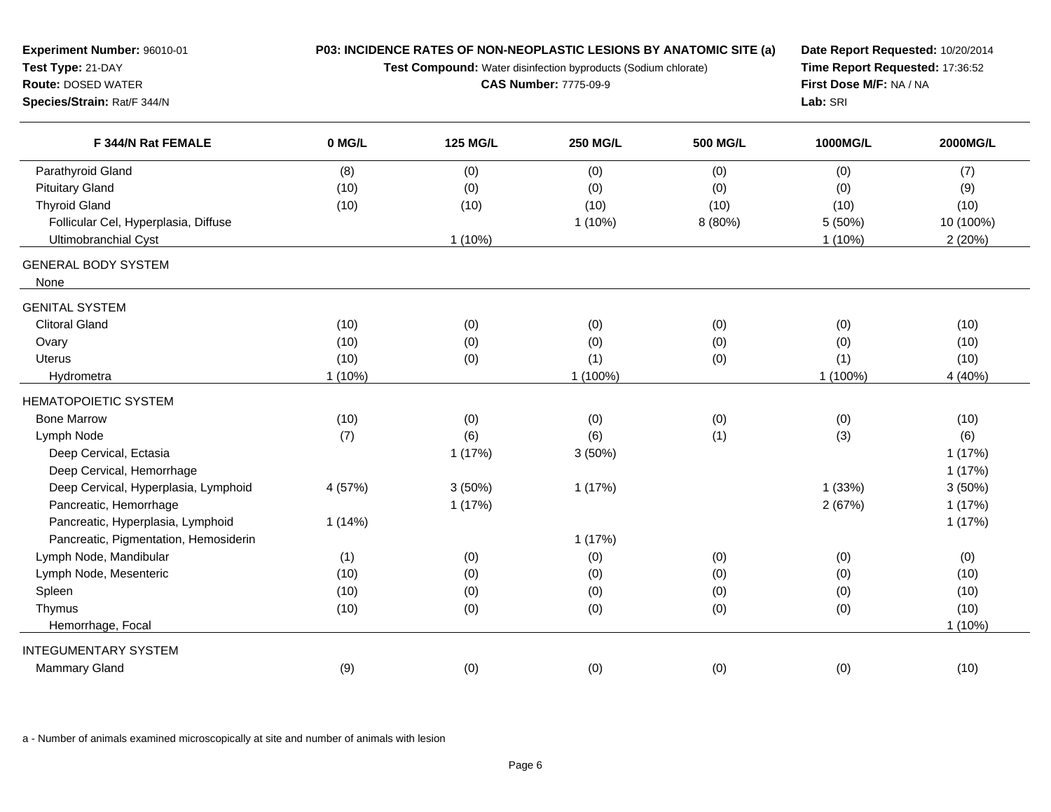**Experiment Number:** 96010-01
**Test Type:** 21-DAY
**Route:** DOSED WATER
**Species/Strain:** Rat/F 344/N

**P03: INCIDENCE RATES OF NON-NEOPLASTIC LESIONS BY ANATOMIC SITE (a)**
**Test Compound:** Water disinfection byproducts (Sodium chlorate)
**CAS Number:** 7775-09-9

**Date Report Requested:** 10/20/2014
**Time Report Requested:** 17:36:52
**First Dose M/F:** NA / NA
**Lab:** SRI

| F 344/N Rat FEMALE | 0 MG/L | 125 MG/L | 250 MG/L | 500 MG/L | 1000MG/L | 2000MG/L |
|---|---|---|---|---|---|---|
| Parathyroid Gland | (8) | (0) | (0) | (0) | (0) | (7) |
| Pituitary Gland | (10) | (0) | (0) | (0) | (0) | (9) |
| Thyroid Gland | (10) | (10) | (10) | (10) | (10) | (10) |
| Follicular Cel, Hyperplasia, Diffuse | | | 1 (10%) | 8 (80%) | 5 (50%) | 10 (100%) |
| Ultimobranchial Cyst | | 1 (10%) | | | 1 (10%) | 2 (20%) |
| GENERAL BODY SYSTEM | | | | | | |
| None | | | | | | |
| GENITAL SYSTEM | | | | | | |
| Clitoral Gland | (10) | (0) | (0) | (0) | (0) | (10) |
| Ovary | (10) | (0) | (0) | (0) | (0) | (10) |
| Uterus | (10) | (0) | (1) | (0) | (1) | (10) |
| Hydrometra | 1 (10%) | | 1 (100%) | | 1 (100%) | 4 (40%) |
| HEMATOPOIETIC SYSTEM | | | | | | |
| Bone Marrow | (10) | (0) | (0) | (0) | (0) | (10) |
| Lymph Node | (7) | (6) | (6) | (1) | (3) | (6) |
| Deep Cervical, Ectasia | | 1 (17%) | 3 (50%) | | | 1 (17%) |
| Deep Cervical, Hemorrhage | | | | | | 1 (17%) |
| Deep Cervical, Hyperplasia, Lymphoid | 4 (57%) | 3 (50%) | 1 (17%) | | 1 (33%) | 3 (50%) |
| Pancreatic, Hemorrhage | | 1 (17%) | | | 2 (67%) | 1 (17%) |
| Pancreatic, Hyperplasia, Lymphoid | 1 (14%) | | | | | 1 (17%) |
| Pancreatic, Pigmentation, Hemosiderin | | | 1 (17%) | | | |
| Lymph Node, Mandibular | (1) | (0) | (0) | (0) | (0) | (0) |
| Lymph Node, Mesenteric | (10) | (0) | (0) | (0) | (0) | (10) |
| Spleen | (10) | (0) | (0) | (0) | (0) | (10) |
| Thymus | (10) | (0) | (0) | (0) | (0) | (10) |
| Hemorrhage, Focal | | | | | | 1 (10%) |
| INTEGUMENTARY SYSTEM | | | | | | |
| Mammary Gland | (9) | (0) | (0) | (0) | (0) | (10) |

a - Number of animals examined microscopically at site and number of animals with lesion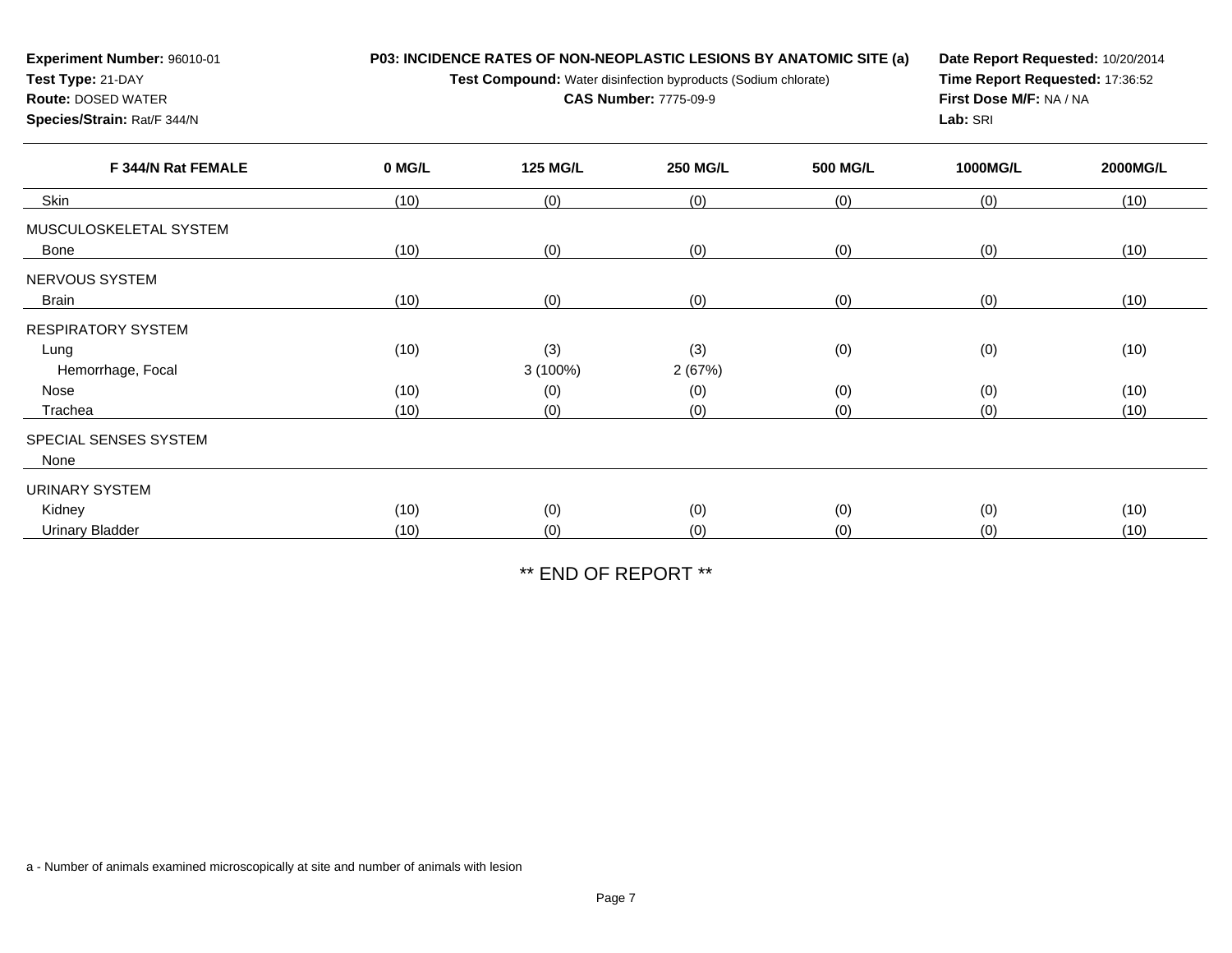**Experiment Number:** 96010-01
**Test Type:** 21-DAY
**Route:** DOSED WATER
**Species/Strain:** Rat/F 344/N

**P03: INCIDENCE RATES OF NON-NEOPLASTIC LESIONS BY ANATOMIC SITE (a)**
**Test Compound:** Water disinfection byproducts (Sodium chlorate)
**CAS Number:** 7775-09-9

**Date Report Requested:** 10/20/2014
**Time Report Requested:** 17:36:52
**First Dose M/F:** NA / NA
**Lab:** SRI

| F 344/N Rat FEMALE | 0 MG/L | 125 MG/L | 250 MG/L | 500 MG/L | 1000MG/L | 2000MG/L |
|---|---|---|---|---|---|---|
| Skin | (10) | (0) | (0) | (0) | (0) | (10) |
| MUSCULOSKELETAL SYSTEM | | | | | | |
| Bone | (10) | (0) | (0) | (0) | (0) | (10) |
| NERVOUS SYSTEM | | | | | | |
| Brain | (10) | (0) | (0) | (0) | (0) | (10) |
| RESPIRATORY SYSTEM | | | | | | |
| Lung | (10) | (3) | (3) | (0) | (0) | (10) |
| Hemorrhage, Focal | | 3 (100%) | 2 (67%) | | | |
| Nose | (10) | (0) | (0) | (0) | (0) | (10) |
| Trachea | (10) | (0) | (0) | (0) | (0) | (10) |
| SPECIAL SENSES SYSTEM | | | | | | |
| None | | | | | | |
| URINARY SYSTEM | | | | | | |
| Kidney | (10) | (0) | (0) | (0) | (0) | (10) |
| Urinary Bladder | (10) | (0) | (0) | (0) | (0) | (10) |

** END OF REPORT **

a - Number of animals examined microscopically at site and number of animals with lesion